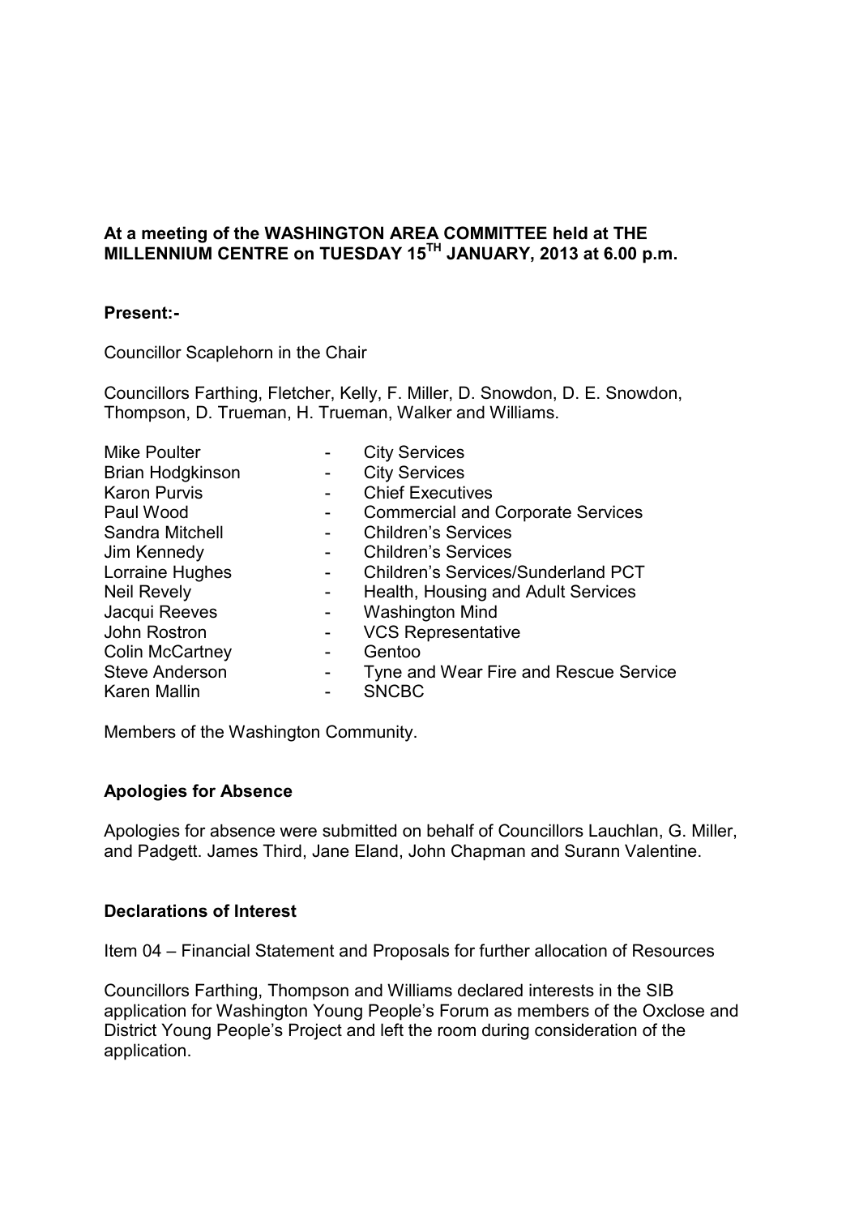**At a meeting of the WASHINGTON AREA COMMITTEE held at THE MILLENNIUM CENTRE on TUESDAY 15TH JANUARY, 2013 at 6.00 p.m.**

**Present:-**

Councillor Scaplehorn in the Chair

Councillors Farthing, Fletcher, Kelly, F. Miller, D. Snowdon, D. E. Snowdon, Thompson, D. Trueman, H. Trueman, Walker and Williams.

| | | |
|---|---|---|
| Mike Poulter | - | City Services |
| Brian Hodgkinson | - | City Services |
| Karon Purvis | - | Chief Executives |
| Paul Wood | - | Commercial and Corporate Services |
| Sandra Mitchell | - | Children's Services |
| Jim Kennedy | - | Children's Services |
| Lorraine Hughes | - | Children's Services/Sunderland PCT |
| Neil Revely | - | Health, Housing and Adult Services |
| Jacqui Reeves | - | Washington Mind |
| John Rostron | - | VCS Representative |
| Colin McCartney | - | Gentoo |
| Steve Anderson | - | Tyne and Wear Fire and Rescue Service |
| Karen Mallin | - | SNCBC |

Members of the Washington Community.

**Apologies for Absence**

Apologies for absence were submitted on behalf of Councillors Lauchlan, G. Miller, and Padgett. James Third, Jane Eland, John Chapman and Surann Valentine.

**Declarations of Interest**

Item 04 – Financial Statement and Proposals for further allocation of Resources

Councillors Farthing, Thompson and Williams declared interests in the SIB application for Washington Young People's Forum as members of the Oxclose and District Young People's Project and left the room during consideration of the application.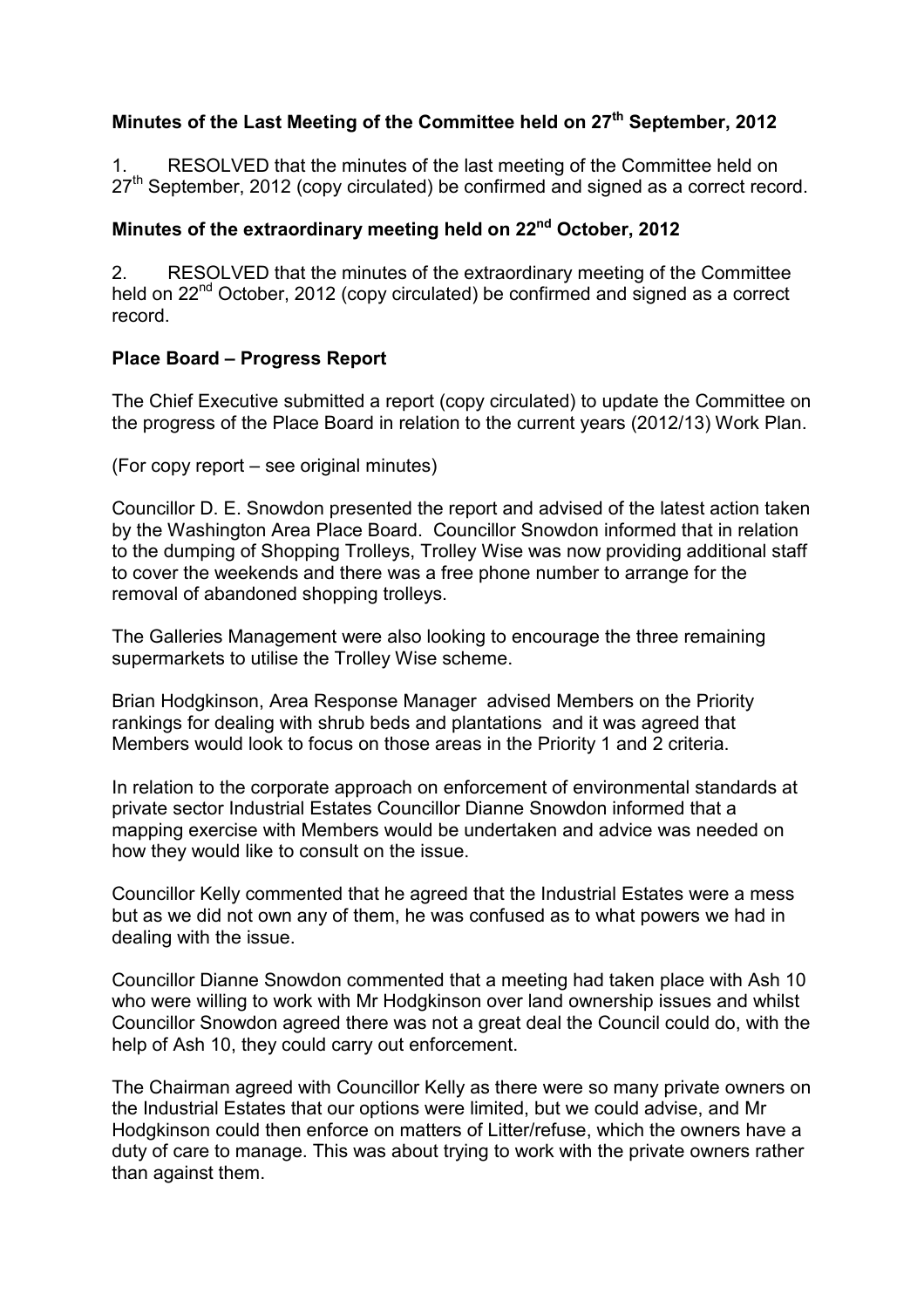### Minutes of the Last Meeting of the Committee held on 27th September, 2012

1. RESOLVED that the minutes of the last meeting of the Committee held on 27th September, 2012 (copy circulated) be confirmed and signed as a correct record.

### Minutes of the extraordinary meeting held on 22nd October, 2012

2. RESOLVED that the minutes of the extraordinary meeting of the Committee held on 22nd October, 2012 (copy circulated) be confirmed and signed as a correct record.

### Place Board – Progress Report

The Chief Executive submitted a report (copy circulated) to update the Committee on the progress of the Place Board in relation to the current years (2012/13) Work Plan.

(For copy report – see original minutes)

Councillor D. E. Snowdon presented the report and advised of the latest action taken by the Washington Area Place Board. Councillor Snowdon informed that in relation to the dumping of Shopping Trolleys, Trolley Wise was now providing additional staff to cover the weekends and there was a free phone number to arrange for the removal of abandoned shopping trolleys.

The Galleries Management were also looking to encourage the three remaining supermarkets to utilise the Trolley Wise scheme.

Brian Hodgkinson, Area Response Manager advised Members on the Priority rankings for dealing with shrub beds and plantations and it was agreed that Members would look to focus on those areas in the Priority 1 and 2 criteria.

In relation to the corporate approach on enforcement of environmental standards at private sector Industrial Estates Councillor Dianne Snowdon informed that a mapping exercise with Members would be undertaken and advice was needed on how they would like to consult on the issue.

Councillor Kelly commented that he agreed that the Industrial Estates were a mess but as we did not own any of them, he was confused as to what powers we had in dealing with the issue.

Councillor Dianne Snowdon commented that a meeting had taken place with Ash 10 who were willing to work with Mr Hodgkinson over land ownership issues and whilst Councillor Snowdon agreed there was not a great deal the Council could do, with the help of Ash 10, they could carry out enforcement.

The Chairman agreed with Councillor Kelly as there were so many private owners on the Industrial Estates that our options were limited, but we could advise, and Mr Hodgkinson could then enforce on matters of Litter/refuse, which the owners have a duty of care to manage. This was about trying to work with the private owners rather than against them.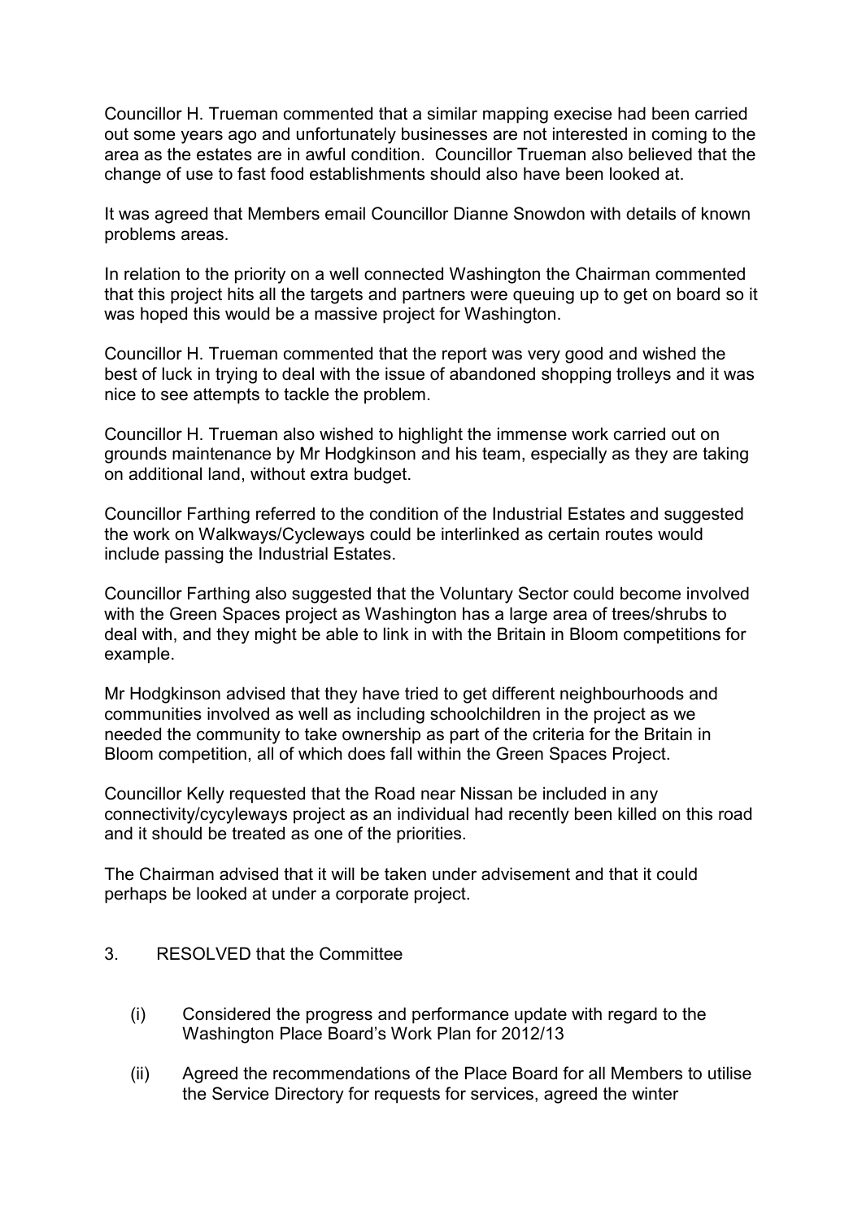Councillor H. Trueman commented that a similar mapping execise had been carried out some years ago and unfortunately businesses are not interested in coming to the area as the estates are in awful condition. Councillor Trueman also believed that the change of use to fast food establishments should also have been looked at.

It was agreed that Members email Councillor Dianne Snowdon with details of known problems areas.

In relation to the priority on a well connected Washington the Chairman commented that this project hits all the targets and partners were queuing up to get on board so it was hoped this would be a massive project for Washington.

Councillor H. Trueman commented that the report was very good and wished the best of luck in trying to deal with the issue of abandoned shopping trolleys and it was nice to see attempts to tackle the problem.

Councillor H. Trueman also wished to highlight the immense work carried out on grounds maintenance by Mr Hodgkinson and his team, especially as they are taking on additional land, without extra budget.

Councillor Farthing referred to the condition of the Industrial Estates and suggested the work on Walkways/Cycleways could be interlinked as certain routes would include passing the Industrial Estates.

Councillor Farthing also suggested that the Voluntary Sector could become involved with the Green Spaces project as Washington has a large area of trees/shrubs to deal with, and they might be able to link in with the Britain in Bloom competitions for example.

Mr Hodgkinson advised that they have tried to get different neighbourhoods and communities involved as well as including schoolchildren in the project as we needed the community to take ownership as part of the criteria for the Britain in Bloom competition, all of which does fall within the Green Spaces Project.

Councillor Kelly requested that the Road near Nissan be included in any connectivity/cycyleways project as an individual had recently been killed on this road and it should be treated as one of the priorities.

The Chairman advised that it will be taken under advisement and that it could perhaps be looked at under a corporate project.

3. RESOLVED that the Committee

(i) Considered the progress and performance update with regard to the Washington Place Board's Work Plan for 2012/13

(ii) Agreed the recommendations of the Place Board for all Members to utilise the Service Directory for requests for services, agreed the winter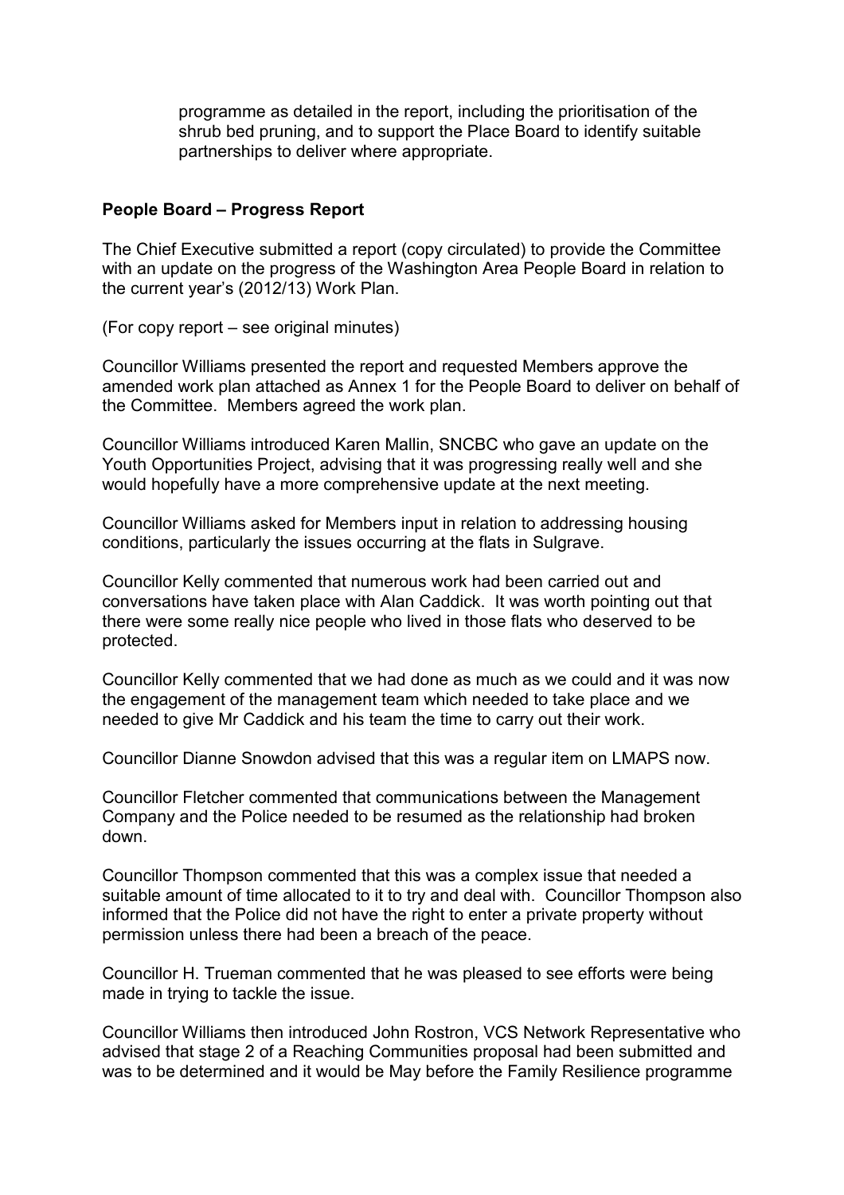programme as detailed in the report, including the prioritisation of the shrub bed pruning, and to support the Place Board to identify suitable partnerships to deliver where appropriate.

**People Board – Progress Report**

The Chief Executive submitted a report (copy circulated) to provide the Committee with an update on the progress of the Washington Area People Board in relation to the current year's (2012/13) Work Plan.

(For copy report – see original minutes)

Councillor Williams presented the report and requested Members approve the amended work plan attached as Annex 1 for the People Board to deliver on behalf of the Committee. Members agreed the work plan.

Councillor Williams introduced Karen Mallin, SNCBC who gave an update on the Youth Opportunities Project, advising that it was progressing really well and she would hopefully have a more comprehensive update at the next meeting.

Councillor Williams asked for Members input in relation to addressing housing conditions, particularly the issues occurring at the flats in Sulgrave.

Councillor Kelly commented that numerous work had been carried out and conversations have taken place with Alan Caddick. It was worth pointing out that there were some really nice people who lived in those flats who deserved to be protected.

Councillor Kelly commented that we had done as much as we could and it was now the engagement of the management team which needed to take place and we needed to give Mr Caddick and his team the time to carry out their work.

Councillor Dianne Snowdon advised that this was a regular item on LMAPS now.

Councillor Fletcher commented that communications between the Management Company and the Police needed to be resumed as the relationship had broken down.

Councillor Thompson commented that this was a complex issue that needed a suitable amount of time allocated to it to try and deal with. Councillor Thompson also informed that the Police did not have the right to enter a private property without permission unless there had been a breach of the peace.

Councillor H. Trueman commented that he was pleased to see efforts were being made in trying to tackle the issue.

Councillor Williams then introduced John Rostron, VCS Network Representative who advised that stage 2 of a Reaching Communities proposal had been submitted and was to be determined and it would be May before the Family Resilience programme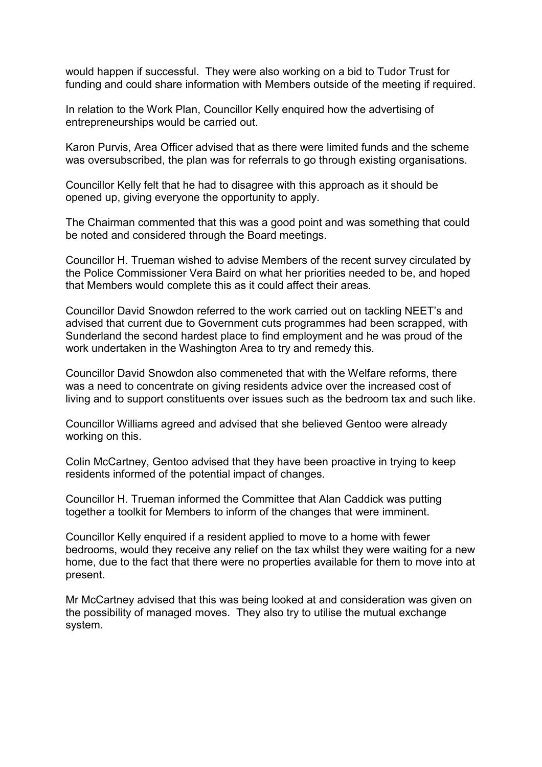would happen if successful. They were also working on a bid to Tudor Trust for funding and could share information with Members outside of the meeting if required.

In relation to the Work Plan, Councillor Kelly enquired how the advertising of entrepreneurships would be carried out.

Karon Purvis, Area Officer advised that as there were limited funds and the scheme was oversubscribed, the plan was for referrals to go through existing organisations.

Councillor Kelly felt that he had to disagree with this approach as it should be opened up, giving everyone the opportunity to apply.

The Chairman commented that this was a good point and was something that could be noted and considered through the Board meetings.

Councillor H. Trueman wished to advise Members of the recent survey circulated by the Police Commissioner Vera Baird on what her priorities needed to be, and hoped that Members would complete this as it could affect their areas.

Councillor David Snowdon referred to the work carried out on tackling NEET's and advised that current due to Government cuts programmes had been scrapped, with Sunderland the second hardest place to find employment and he was proud of the work undertaken in the Washington Area to try and remedy this.

Councillor David Snowdon also commeneted that with the Welfare reforms, there was a need to concentrate on giving residents advice over the increased cost of living and to support constituents over issues such as the bedroom tax and such like.

Councillor Williams agreed and advised that she believed Gentoo were already working on this.

Colin McCartney, Gentoo advised that they have been proactive in trying to keep residents informed of the potential impact of changes.

Councillor H. Trueman informed the Committee that Alan Caddick was putting together a toolkit for Members to inform of the changes that were imminent.

Councillor Kelly enquired if a resident applied to move to a home with fewer bedrooms, would they receive any relief on the tax whilst they were waiting for a new home, due to the fact that there were no properties available for them to move into at present.

Mr McCartney advised that this was being looked at and consideration was given on the possibility of managed moves. They also try to utilise the mutual exchange system.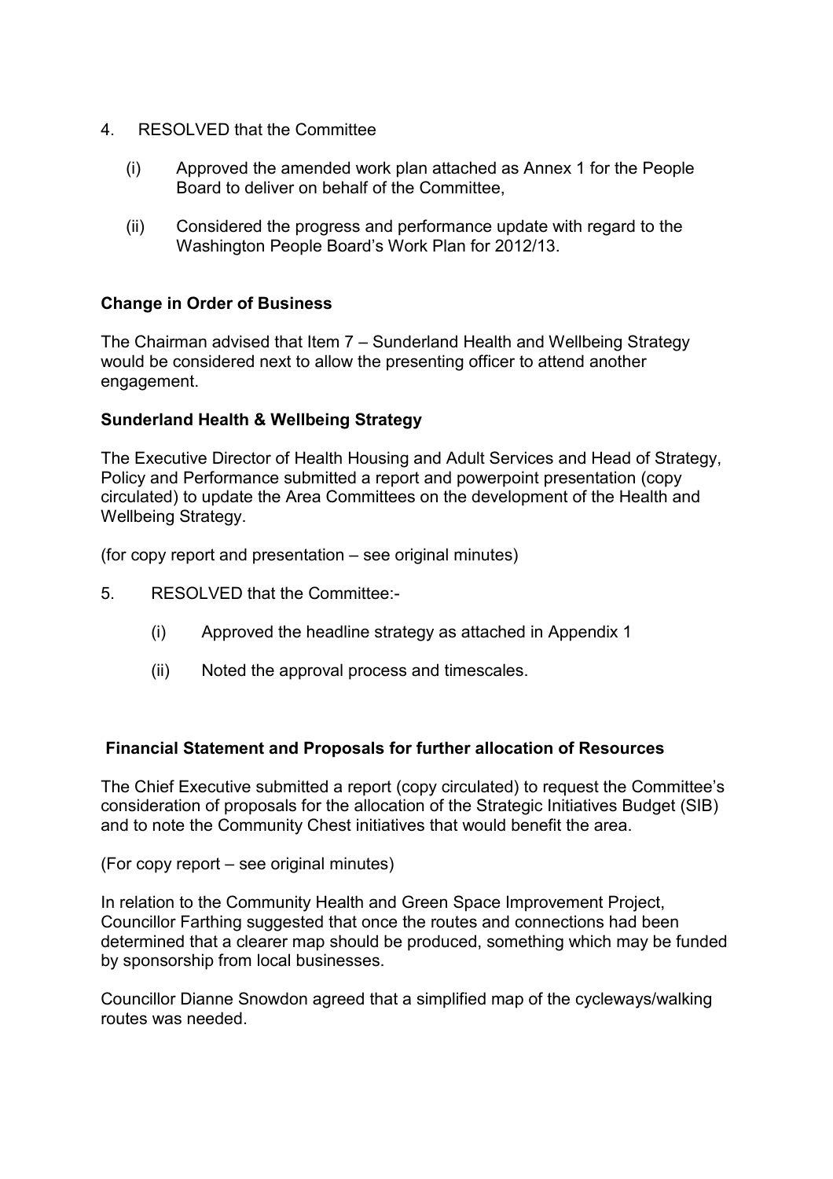4. RESOLVED that the Committee

    (i) Approved the amended work plan attached as Annex 1 for the People Board to deliver on behalf of the Committee,

    (ii) Considered the progress and performance update with regard to the Washington People Board's Work Plan for 2012/13.

**Change in Order of Business**

The Chairman advised that Item 7 – Sunderland Health and Wellbeing Strategy would be considered next to allow the presenting officer to attend another engagement.

**Sunderland Health & Wellbeing Strategy**

The Executive Director of Health Housing and Adult Services and Head of Strategy, Policy and Performance submitted a report and powerpoint presentation (copy circulated) to update the Area Committees on the development of the Health and Wellbeing Strategy.

(for copy report and presentation – see original minutes)

5. RESOLVED that the Committee:-

    (i) Approved the headline strategy as attached in Appendix 1

    (ii) Noted the approval process and timescales.

**Financial Statement and Proposals for further allocation of Resources**

The Chief Executive submitted a report (copy circulated) to request the Committee's consideration of proposals for the allocation of the Strategic Initiatives Budget (SIB) and to note the Community Chest initiatives that would benefit the area.

(For copy report – see original minutes)

In relation to the Community Health and Green Space Improvement Project, Councillor Farthing suggested that once the routes and connections had been determined that a clearer map should be produced, something which may be funded by sponsorship from local businesses.

Councillor Dianne Snowdon agreed that a simplified map of the cycleways/walking routes was needed.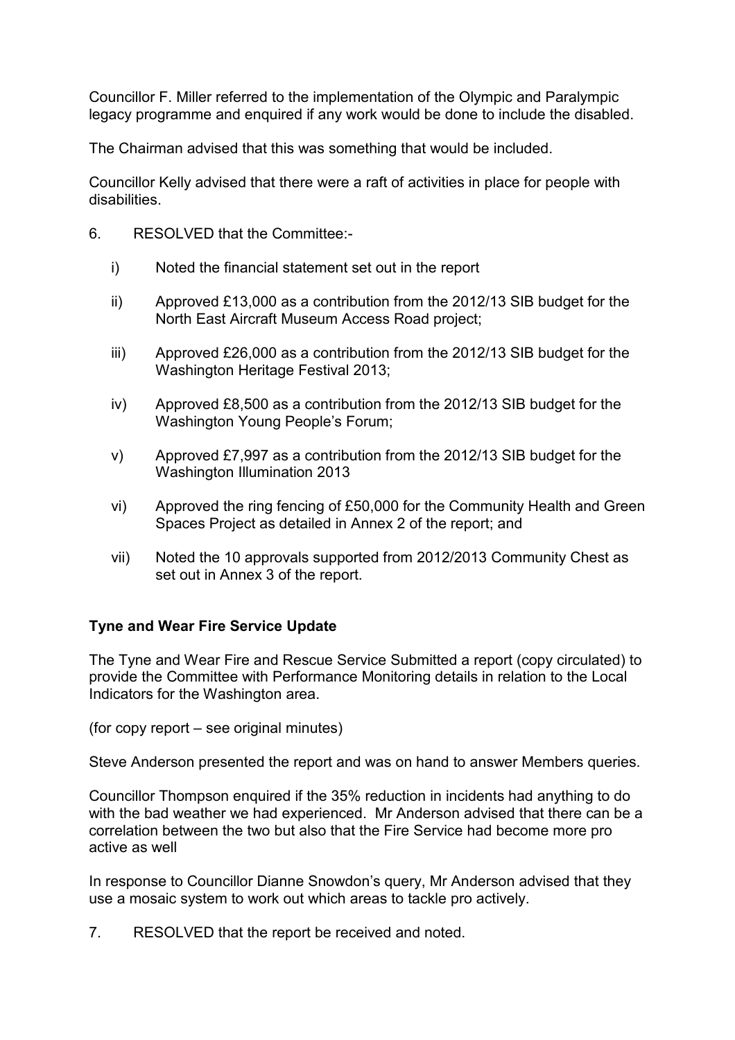Councillor F. Miller referred to the implementation of the Olympic and Paralympic legacy programme and enquired if any work would be done to include the disabled.

The Chairman advised that this was something that would be included.

Councillor Kelly advised that there were a raft of activities in place for people with disabilities.

6. RESOLVED that the Committee:-

   i) Noted the financial statement set out in the report

   ii) Approved £13,000 as a contribution from the 2012/13 SIB budget for the North East Aircraft Museum Access Road project;

   iii) Approved £26,000 as a contribution from the 2012/13 SIB budget for the Washington Heritage Festival 2013;

   iv) Approved £8,500 as a contribution from the 2012/13 SIB budget for the Washington Young People's Forum;

   v) Approved £7,997 as a contribution from the 2012/13 SIB budget for the Washington Illumination 2013

   vi) Approved the ring fencing of £50,000 for the Community Health and Green Spaces Project as detailed in Annex 2 of the report; and

   vii) Noted the 10 approvals supported from 2012/2013 Community Chest as set out in Annex 3 of the report.

**Tyne and Wear Fire Service Update**

The Tyne and Wear Fire and Rescue Service Submitted a report (copy circulated) to provide the Committee with Performance Monitoring details in relation to the Local Indicators for the Washington area.

(for copy report – see original minutes)

Steve Anderson presented the report and was on hand to answer Members queries.

Councillor Thompson enquired if the 35% reduction in incidents had anything to do with the bad weather we had experienced. Mr Anderson advised that there can be a correlation between the two but also that the Fire Service had become more pro active as well

In response to Councillor Dianne Snowdon's query, Mr Anderson advised that they use a mosaic system to work out which areas to tackle pro actively.

7. RESOLVED that the report be received and noted.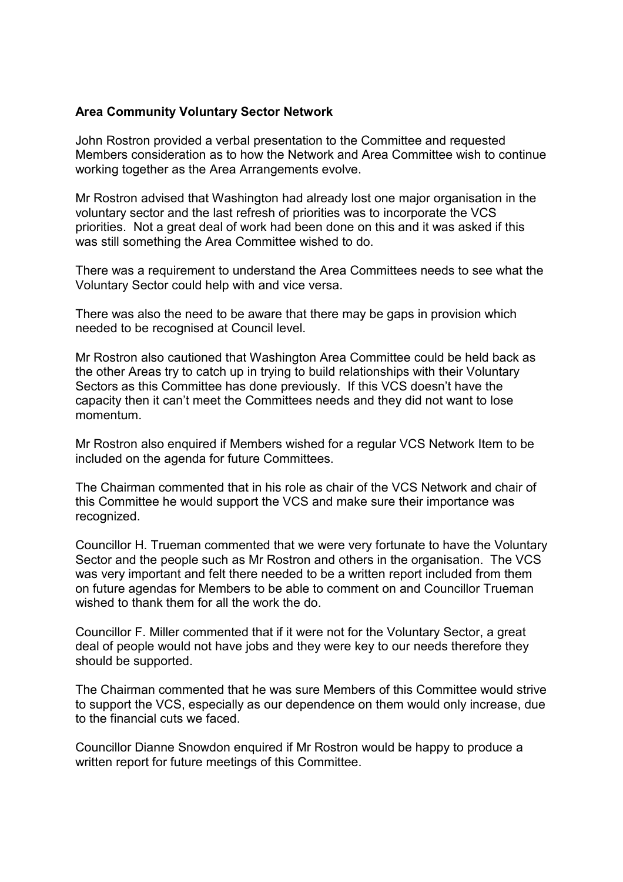**Area Community Voluntary Sector Network**

John Rostron provided a verbal presentation to the Committee and requested Members consideration as to how the Network and Area Committee wish to continue working together as the Area Arrangements evolve.

Mr Rostron advised that Washington had already lost one major organisation in the voluntary sector and the last refresh of priorities was to incorporate the VCS priorities. Not a great deal of work had been done on this and it was asked if this was still something the Area Committee wished to do.

There was a requirement to understand the Area Committees needs to see what the Voluntary Sector could help with and vice versa.

There was also the need to be aware that there may be gaps in provision which needed to be recognised at Council level.

Mr Rostron also cautioned that Washington Area Committee could be held back as the other Areas try to catch up in trying to build relationships with their Voluntary Sectors as this Committee has done previously. If this VCS doesn't have the capacity then it can't meet the Committees needs and they did not want to lose momentum.

Mr Rostron also enquired if Members wished for a regular VCS Network Item to be included on the agenda for future Committees.

The Chairman commented that in his role as chair of the VCS Network and chair of this Committee he would support the VCS and make sure their importance was recognized.

Councillor H. Trueman commented that we were very fortunate to have the Voluntary Sector and the people such as Mr Rostron and others in the organisation. The VCS was very important and felt there needed to be a written report included from them on future agendas for Members to be able to comment on and Councillor Trueman wished to thank them for all the work the do.

Councillor F. Miller commented that if it were not for the Voluntary Sector, a great deal of people would not have jobs and they were key to our needs therefore they should be supported.

The Chairman commented that he was sure Members of this Committee would strive to support the VCS, especially as our dependence on them would only increase, due to the financial cuts we faced.

Councillor Dianne Snowdon enquired if Mr Rostron would be happy to produce a written report for future meetings of this Committee.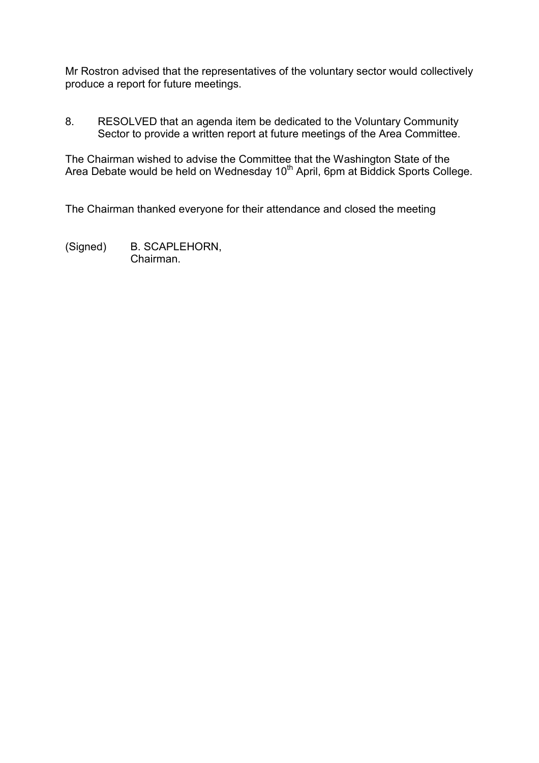Mr Rostron advised that the representatives of the voluntary sector would collectively produce a report for future meetings.

8. RESOLVED that an agenda item be dedicated to the Voluntary Community Sector to provide a written report at future meetings of the Area Committee.

The Chairman wished to advise the Committee that the Washington State of the Area Debate would be held on Wednesday 10th April, 6pm at Biddick Sports College.

The Chairman thanked everyone for their attendance and closed the meeting

(Signed) B. SCAPLEHORN,
Chairman.